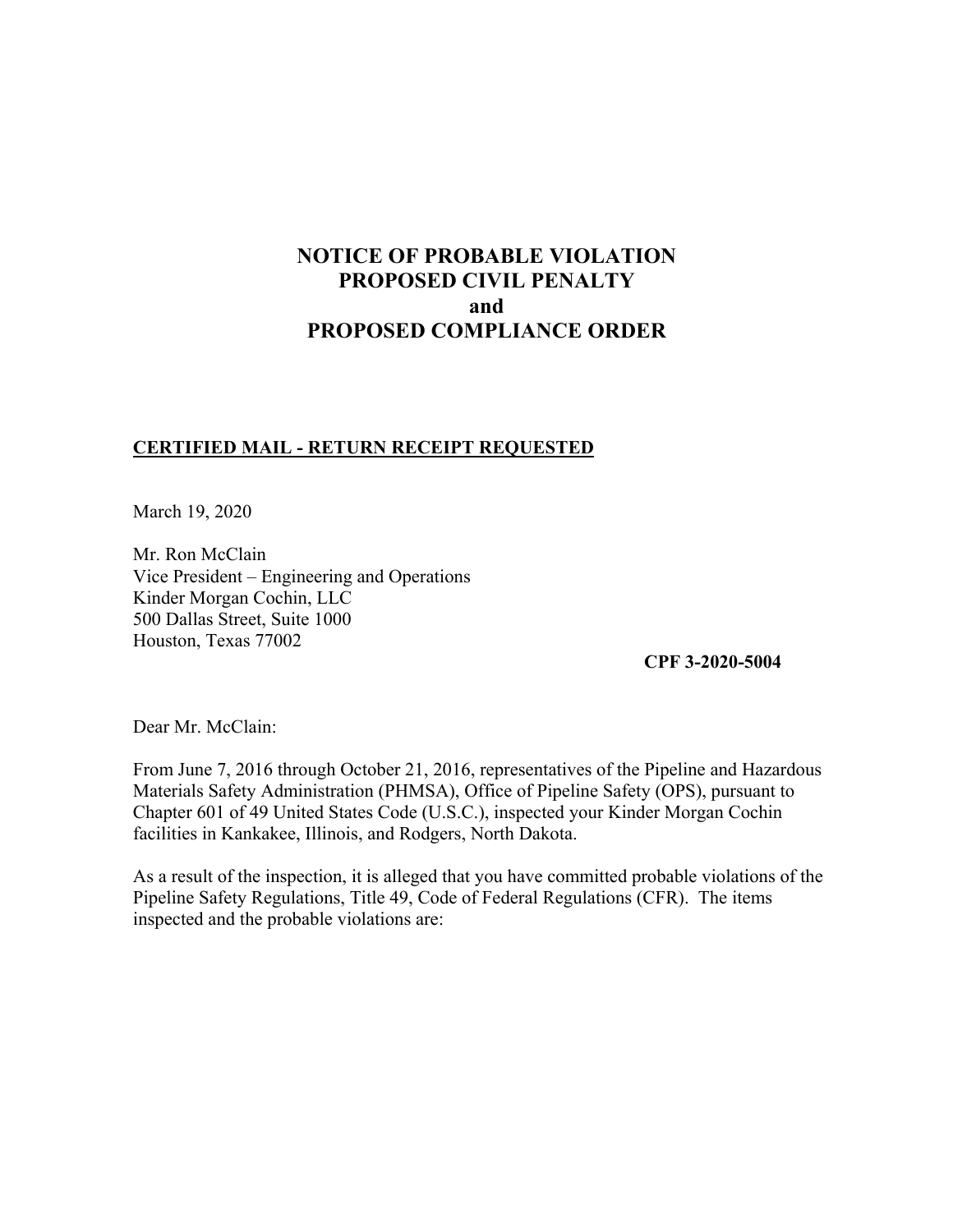# NOTICE OF PROBABLE VIOLATION
# PROPOSED CIVIL PENALTY
# and
# PROPOSED COMPLIANCE ORDER

**CERTIFIED MAIL - RETURN RECEIPT REQUESTED**

March 19, 2020

Mr. Ron McClain
Vice President – Engineering and Operations
Kinder Morgan Cochin, LLC
500 Dallas Street, Suite 1000
Houston, Texas 77002

**CPF 3-2020-5004**

Dear Mr. McClain:

From June 7, 2016 through October 21, 2016, representatives of the Pipeline and Hazardous Materials Safety Administration (PHMSA), Office of Pipeline Safety (OPS), pursuant to Chapter 601 of 49 United States Code (U.S.C.), inspected your Kinder Morgan Cochin facilities in Kankakee, Illinois, and Rodgers, North Dakota.

As a result of the inspection, it is alleged that you have committed probable violations of the Pipeline Safety Regulations, Title 49, Code of Federal Regulations (CFR). The items inspected and the probable violations are: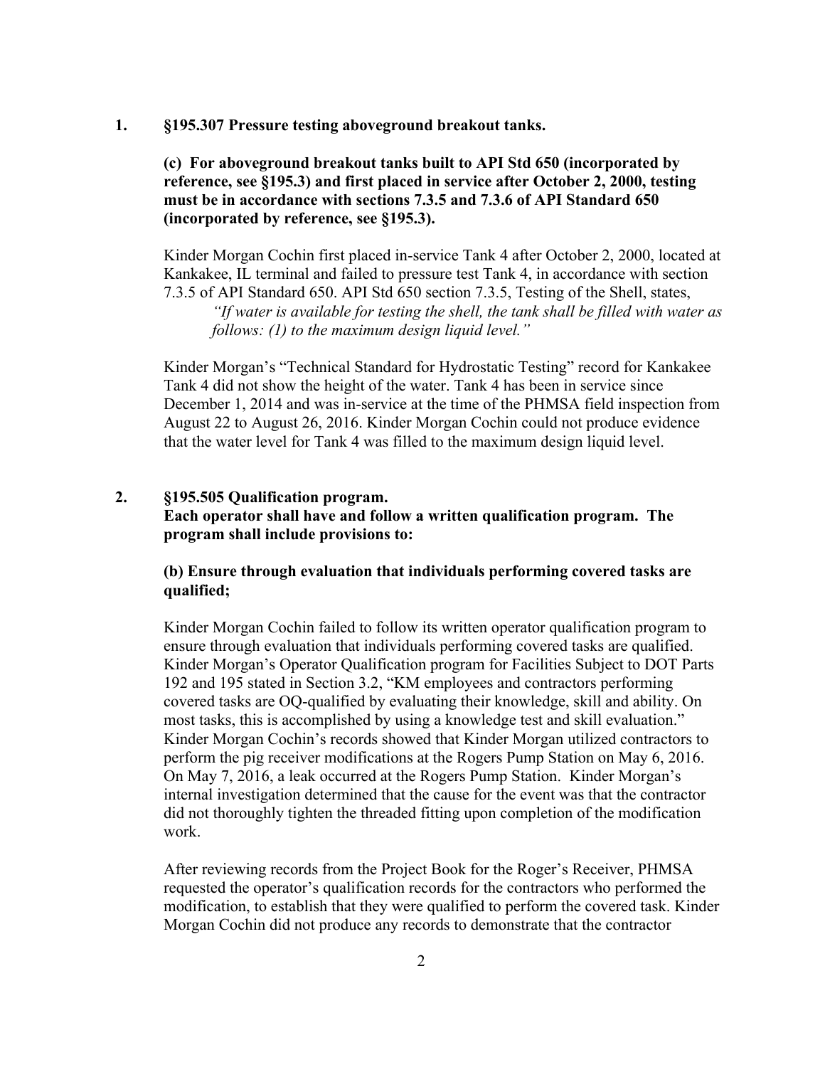**1. §195.307 Pressure testing aboveground breakout tanks.**

**(c) For aboveground breakout tanks built to API Std 650 (incorporated by reference, see §195.3) and first placed in service after October 2, 2000, testing must be in accordance with sections 7.3.5 and 7.3.6 of API Standard 650 (incorporated by reference, see §195.3).**

Kinder Morgan Cochin first placed in-service Tank 4 after October 2, 2000, located at Kankakee, IL terminal and failed to pressure test Tank 4, in accordance with section 7.3.5 of API Standard 650. API Std 650 section 7.3.5, Testing of the Shell, states,

> *"If water is available for testing the shell, the tank shall be filled with water as follows: (1) to the maximum design liquid level."*

Kinder Morgan's "Technical Standard for Hydrostatic Testing" record for Kankakee Tank 4 did not show the height of the water. Tank 4 has been in service since December 1, 2014 and was in-service at the time of the PHMSA field inspection from August 22 to August 26, 2016. Kinder Morgan Cochin could not produce evidence that the water level for Tank 4 was filled to the maximum design liquid level.

**2. §195.505 Qualification program.**
**Each operator shall have and follow a written qualification program. The program shall include provisions to:**

**(b) Ensure through evaluation that individuals performing covered tasks are qualified;**

Kinder Morgan Cochin failed to follow its written operator qualification program to ensure through evaluation that individuals performing covered tasks are qualified. Kinder Morgan's Operator Qualification program for Facilities Subject to DOT Parts 192 and 195 stated in Section 3.2, "KM employees and contractors performing covered tasks are OQ-qualified by evaluating their knowledge, skill and ability. On most tasks, this is accomplished by using a knowledge test and skill evaluation." Kinder Morgan Cochin's records showed that Kinder Morgan utilized contractors to perform the pig receiver modifications at the Rogers Pump Station on May 6, 2016. On May 7, 2016, a leak occurred at the Rogers Pump Station. Kinder Morgan's internal investigation determined that the cause for the event was that the contractor did not thoroughly tighten the threaded fitting upon completion of the modification work.

After reviewing records from the Project Book for the Roger's Receiver, PHMSA requested the operator's qualification records for the contractors who performed the modification, to establish that they were qualified to perform the covered task. Kinder Morgan Cochin did not produce any records to demonstrate that the contractor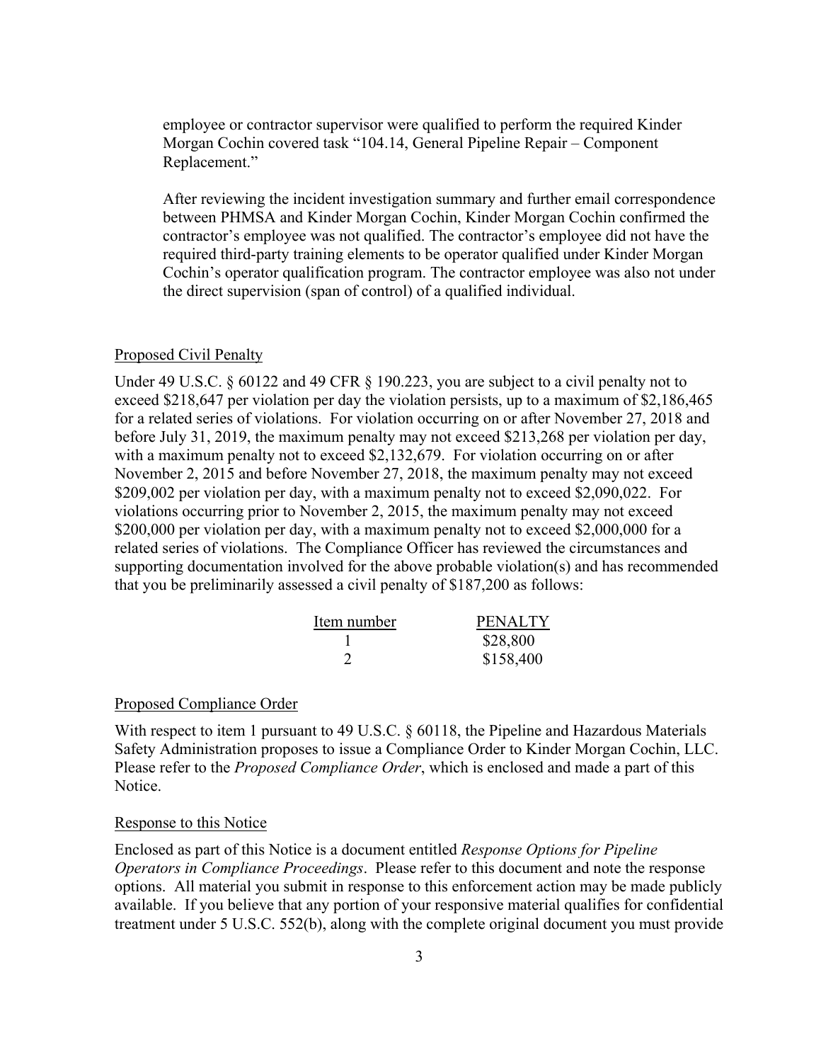employee or contractor supervisor were qualified to perform the required Kinder Morgan Cochin covered task "104.14, General Pipeline Repair – Component Replacement."

After reviewing the incident investigation summary and further email correspondence between PHMSA and Kinder Morgan Cochin, Kinder Morgan Cochin confirmed the contractor's employee was not qualified. The contractor's employee did not have the required third-party training elements to be operator qualified under Kinder Morgan Cochin's operator qualification program. The contractor employee was also not under the direct supervision (span of control) of a qualified individual.

## Proposed Civil Penalty

Under 49 U.S.C. § 60122 and 49 CFR § 190.223, you are subject to a civil penalty not to exceed $218,647 per violation per day the violation persists, up to a maximum of $2,186,465 for a related series of violations. For violation occurring on or after November 27, 2018 and before July 31, 2019, the maximum penalty may not exceed $213,268 per violation per day, with a maximum penalty not to exceed $2,132,679. For violation occurring on or after November 2, 2015 and before November 27, 2018, the maximum penalty may not exceed $209,002 per violation per day, with a maximum penalty not to exceed $2,090,022. For violations occurring prior to November 2, 2015, the maximum penalty may not exceed $200,000 per violation per day, with a maximum penalty not to exceed $2,000,000 for a related series of violations. The Compliance Officer has reviewed the circumstances and supporting documentation involved for the above probable violation(s) and has recommended that you be preliminarily assessed a civil penalty of $187,200 as follows:

| Item number | PENALTY |
| --- | --- |
| 1 | $28,800 |
| 2 | $158,400 |

## Proposed Compliance Order

With respect to item 1 pursuant to 49 U.S.C. § 60118, the Pipeline and Hazardous Materials Safety Administration proposes to issue a Compliance Order to Kinder Morgan Cochin, LLC. Please refer to the *Proposed Compliance Order*, which is enclosed and made a part of this Notice.

## Response to this Notice

Enclosed as part of this Notice is a document entitled *Response Options for Pipeline Operators in Compliance Proceedings*. Please refer to this document and note the response options. All material you submit in response to this enforcement action may be made publicly available. If you believe that any portion of your responsive material qualifies for confidential treatment under 5 U.S.C. 552(b), along with the complete original document you must provide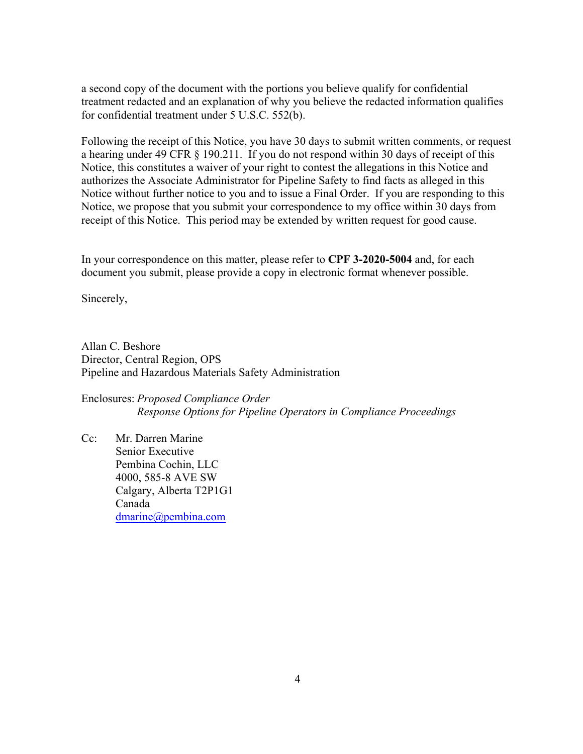a second copy of the document with the portions you believe qualify for confidential treatment redacted and an explanation of why you believe the redacted information qualifies for confidential treatment under 5 U.S.C. 552(b).

Following the receipt of this Notice, you have 30 days to submit written comments, or request a hearing under 49 CFR § 190.211. If you do not respond within 30 days of receipt of this Notice, this constitutes a waiver of your right to contest the allegations in this Notice and authorizes the Associate Administrator for Pipeline Safety to find facts as alleged in this Notice without further notice to you and to issue a Final Order. If you are responding to this Notice, we propose that you submit your correspondence to my office within 30 days from receipt of this Notice. This period may be extended by written request for good cause.

In your correspondence on this matter, please refer to **CPF 3-2020-5004** and, for each document you submit, please provide a copy in electronic format whenever possible.

Sincerely,

Allan C. Beshore
Director, Central Region, OPS
Pipeline and Hazardous Materials Safety Administration

Enclosures: *Proposed Compliance Order*
*Response Options for Pipeline Operators in Compliance Proceedings*

Cc: Mr. Darren Marine
Senior Executive
Pembina Cochin, LLC
4000, 585-8 AVE SW
Calgary, Alberta T2P1G1
Canada
dmarine@pembina.com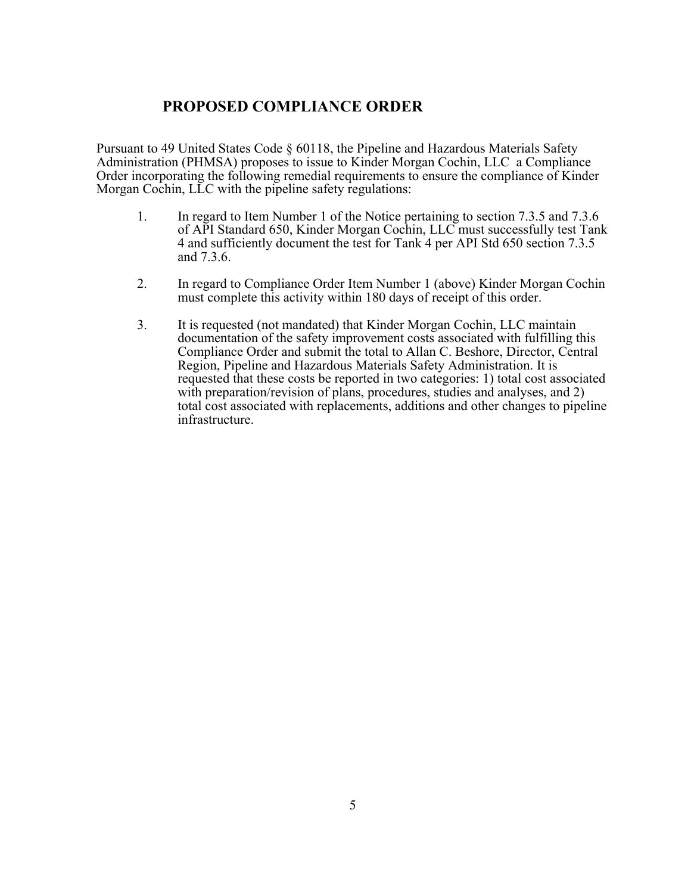## PROPOSED COMPLIANCE ORDER

Pursuant to 49 United States Code § 60118, the Pipeline and Hazardous Materials Safety Administration (PHMSA) proposes to issue to Kinder Morgan Cochin, LLC a Compliance Order incorporating the following remedial requirements to ensure the compliance of Kinder Morgan Cochin, LLC with the pipeline safety regulations:

1. In regard to Item Number 1 of the Notice pertaining to section 7.3.5 and 7.3.6 of API Standard 650, Kinder Morgan Cochin, LLC must successfully test Tank 4 and sufficiently document the test for Tank 4 per API Std 650 section 7.3.5 and 7.3.6.

2. In regard to Compliance Order Item Number 1 (above) Kinder Morgan Cochin must complete this activity within 180 days of receipt of this order.

3. It is requested (not mandated) that Kinder Morgan Cochin, LLC maintain documentation of the safety improvement costs associated with fulfilling this Compliance Order and submit the total to Allan C. Beshore, Director, Central Region, Pipeline and Hazardous Materials Safety Administration. It is requested that these costs be reported in two categories: 1) total cost associated with preparation/revision of plans, procedures, studies and analyses, and 2) total cost associated with replacements, additions and other changes to pipeline infrastructure.